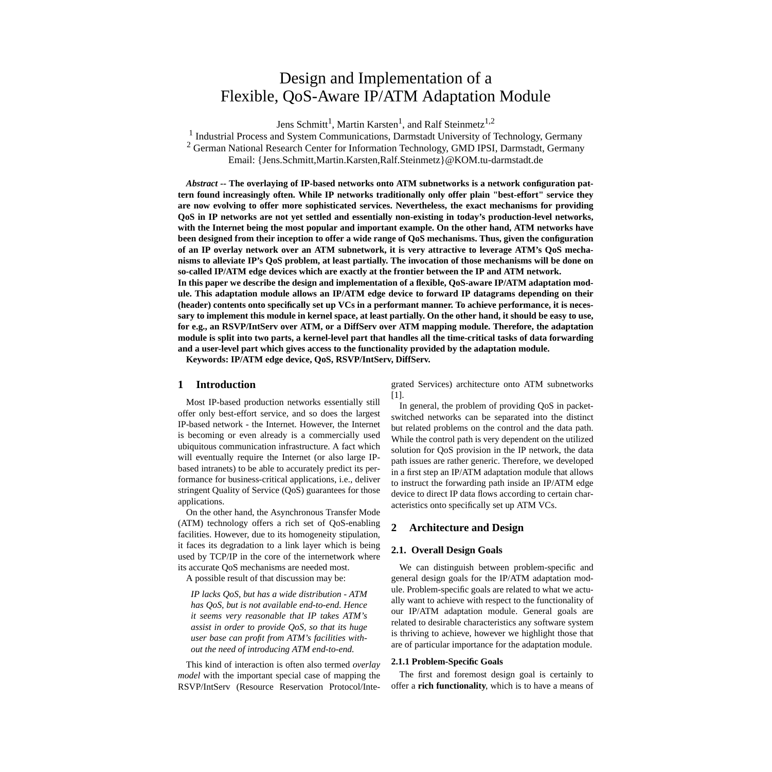# Design and Implementation of a Flexible, QoS-Aware IP/ATM Adaptation Module

Jens Schmitt[1], Martin Karsten[1], and Ralf Steinmetz[1,2]

[1] Industrial Process and System Communications, Darmstadt University of Technology, Germany

[2] German National Research Center for Information Technology, GMD IPSI, Darmstadt, Germany

Email: {Jens.Schmitt,Martin.Karsten,Ralf.Steinmetz}@KOM.tu-darmstadt.de

***Abstract* -- The overlaying of IP-based networks onto ATM subnetworks is a network configuration pattern found increasingly often. While IP networks traditionally only offer plain "best-effort" service they are now evolving to offer more sophisticated services. Nevertheless, the exact mechanisms for providing QoS in IP networks are not yet settled and essentially non-existing in today's production-level networks, with the Internet being the most popular and important example. On the other hand, ATM networks have been designed from their inception to offer a wide range of QoS mechanisms. Thus, given the configuration of an IP overlay network over an ATM subnetwork, it is very attractive to leverage ATM's QoS mechanisms to alleviate IP's QoS problem, at least partially. The invocation of those mechanisms will be done on so-called IP/ATM edge devices which are exactly at the frontier between the IP and ATM network.**

**In this paper we describe the design and implementation of a flexible, QoS-aware IP/ATM adaptation module. This adaptation module allows an IP/ATM edge device to forward IP datagrams depending on their (header) contents onto specifically set up VCs in a performant manner. To achieve performance, it is necessary to implement this module in kernel space, at least partially. On the other hand, it should be easy to use, for e.g., an RSVP/IntServ over ATM, or a DiffServ over ATM mapping module. Therefore, the adaptation module is split into two parts, a kernel-level part that handles all the time-critical tasks of data forwarding and a user-level part which gives access to the functionality provided by the adaptation module.**

**Keywords: IP/ATM edge device, QoS, RSVP/IntServ, DiffServ.**

## 1 Introduction

Most IP-based production networks essentially still offer only best-effort service, and so does the largest IP-based network - the Internet. However, the Internet is becoming or even already is a commercially used ubiquitous communication infrastructure. A fact which will eventually require the Internet (or also large IP-based intranets) to be able to accurately predict its performance for business-critical applications, i.e., deliver stringent Quality of Service (QoS) guarantees for those applications.

On the other hand, the Asynchronous Transfer Mode (ATM) technology offers a rich set of QoS-enabling facilities. However, due to its homogeneity stipulation, it faces its degradation to a link layer which is being used by TCP/IP in the core of the internetwork where its accurate QoS mechanisms are needed most.

A possible result of that discussion may be:

> *IP lacks QoS, but has a wide distribution - ATM has QoS, but is not available end-to-end. Hence it seems very reasonable that IP takes ATM's assist in order to provide QoS, so that its huge user base can profit from ATM's facilities without the need of introducing ATM end-to-end.*

This kind of interaction is often also termed *overlay model* with the important special case of mapping the RSVP/IntServ (Resource Reservation Protocol/Integrated Services) architecture onto ATM subnetworks [1].

In general, the problem of providing QoS in packet-switched networks can be separated into the distinct but related problems on the control and the data path. While the control path is very dependent on the utilized solution for QoS provision in the IP network, the data path issues are rather generic. Therefore, we developed in a first step an IP/ATM adaptation module that allows to instruct the forwarding path inside an IP/ATM edge device to direct IP data flows according to certain characteristics onto specifically set up ATM VCs.

## 2 Architecture and Design

### 2.1. Overall Design Goals

We can distinguish between problem-specific and general design goals for the IP/ATM adaptation module. Problem-specific goals are related to what we actually want to achieve with respect to the functionality of our IP/ATM adaptation module. General goals are related to desirable characteristics any software system is thriving to achieve, however we highlight those that are of particular importance for the adaptation module.

#### 2.1.1 Problem-Specific Goals

The first and foremost design goal is certainly to offer a **rich functionality**, which is to have a means of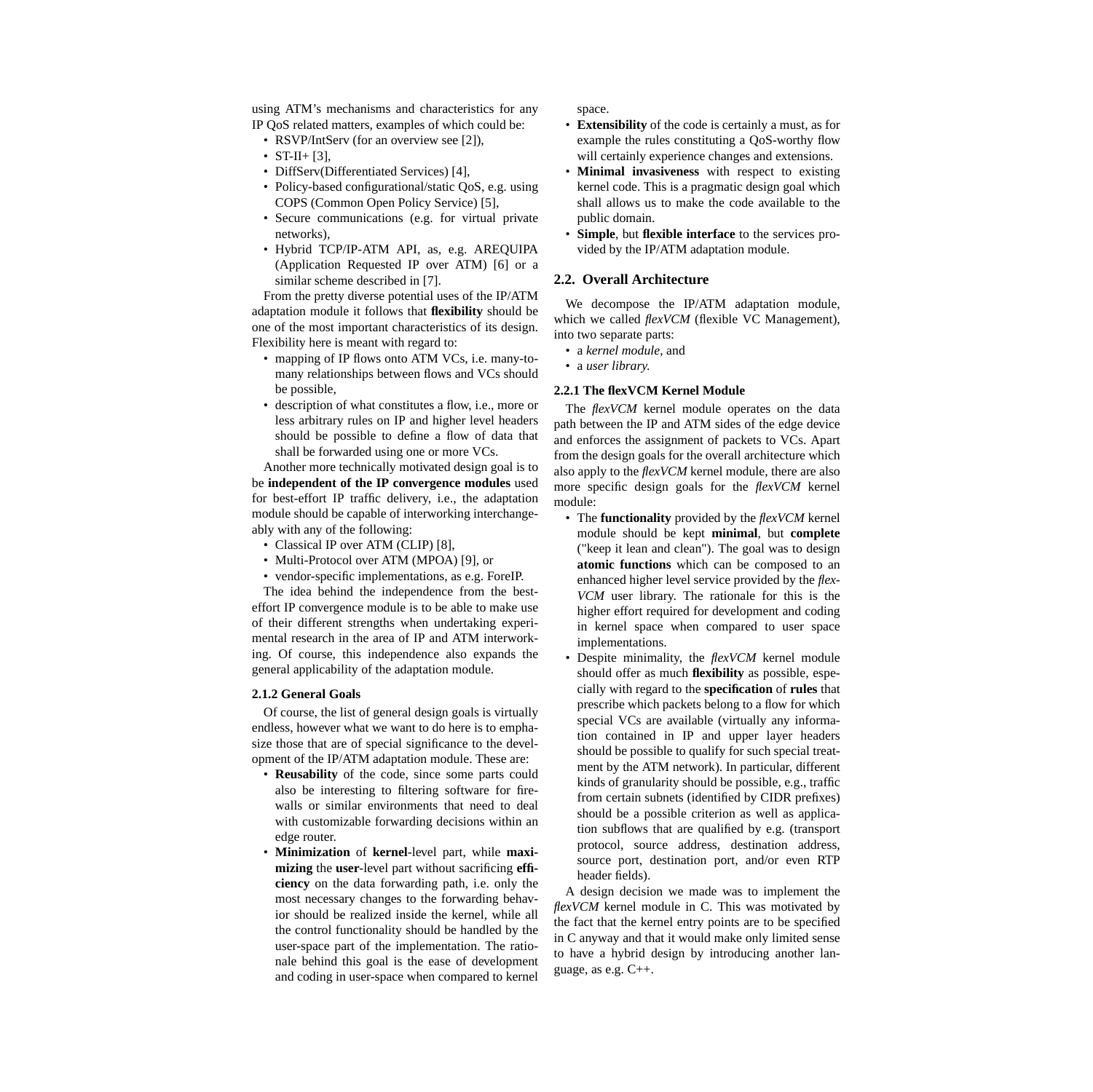using ATM's mechanisms and characteristics for any IP QoS related matters, examples of which could be:

- RSVP/IntServ (for an overview see [2]),
- ST-II+ [3],
- DiffServ(Differentiated Services) [4],
- Policy-based configurational/static QoS, e.g. using COPS (Common Open Policy Service) [5],
- Secure communications (e.g. for virtual private networks),
- Hybrid TCP/IP-ATM API, as, e.g. AREQUIPA (Application Requested IP over ATM) [6] or a similar scheme described in [7].

From the pretty diverse potential uses of the IP/ATM adaptation module it follows that **flexibility** should be one of the most important characteristics of its design. Flexibility here is meant with regard to:

- mapping of IP flows onto ATM VCs, i.e. many-to-many relationships between flows and VCs should be possible,
- description of what constitutes a flow, i.e., more or less arbitrary rules on IP and higher level headers should be possible to define a flow of data that shall be forwarded using one or more VCs.

Another more technically motivated design goal is to be **independent of the IP convergence modules** used for best-effort IP traffic delivery, i.e., the adaptation module should be capable of interworking interchangeably with any of the following:

- Classical IP over ATM (CLIP) [8],
- Multi-Protocol over ATM (MPOA) [9], or
- vendor-specific implementations, as e.g. ForeIP.

The idea behind the independence from the best-effort IP convergence module is to be able to make use of their different strengths when undertaking experimental research in the area of IP and ATM interworking. Of course, this independence also expands the general applicability of the adaptation module.

#### 2.1.2 General Goals

Of course, the list of general design goals is virtually endless, however what we want to do here is to emphasize those that are of special significance to the development of the IP/ATM adaptation module. These are:

- **Reusability** of the code, since some parts could also be interesting to filtering software for firewalls or similar environments that need to deal with customizable forwarding decisions within an edge router.
- **Minimization** of **kernel**-level part, while **maximizing** the **user**-level part without sacrificing **efficiency** on the data forwarding path, i.e. only the most necessary changes to the forwarding behavior should be realized inside the kernel, while all the control functionality should be handled by the user-space part of the implementation. The rationale behind this goal is the ease of development and coding in user-space when compared to kernel space.
- **Extensibility** of the code is certainly a must, as for example the rules constituting a QoS-worthy flow will certainly experience changes and extensions.
- **Minimal invasiveness** with respect to existing kernel code. This is a pragmatic design goal which shall allows us to make the code available to the public domain.
- **Simple**, but **flexible interface** to the services provided by the IP/ATM adaptation module.

### 2.2. Overall Architecture

We decompose the IP/ATM adaptation module, which we called *flexVCM* (flexible VC Management), into two separate parts:

- a *kernel module*, and
- a *user library.*

#### 2.2.1 The flexVCM Kernel Module

The *flexVCM* kernel module operates on the data path between the IP and ATM sides of the edge device and enforces the assignment of packets to VCs. Apart from the design goals for the overall architecture which also apply to the *flexVCM* kernel module, there are also more specific design goals for the *flexVCM* kernel module:

- The **functionality** provided by the *flexVCM* kernel module should be kept **minimal**, but **complete** ("keep it lean and clean"). The goal was to design **atomic functions** which can be composed to an enhanced higher level service provided by the *flexVCM* user library. The rationale for this is the higher effort required for development and coding in kernel space when compared to user space implementations.
- Despite minimality, the *flexVCM* kernel module should offer as much **flexibility** as possible, especially with regard to the **specification** of **rules** that prescribe which packets belong to a flow for which special VCs are available (virtually any information contained in IP and upper layer headers should be possible to qualify for such special treatment by the ATM network). In particular, different kinds of granularity should be possible, e.g., traffic from certain subnets (identified by CIDR prefixes) should be a possible criterion as well as application subflows that are qualified by e.g. (transport protocol, source address, destination address, source port, destination port, and/or even RTP header fields).

A design decision we made was to implement the *flexVCM* kernel module in C. This was motivated by the fact that the kernel entry points are to be specified in C anyway and that it would make only limited sense to have a hybrid design by introducing another language, as e.g. C++.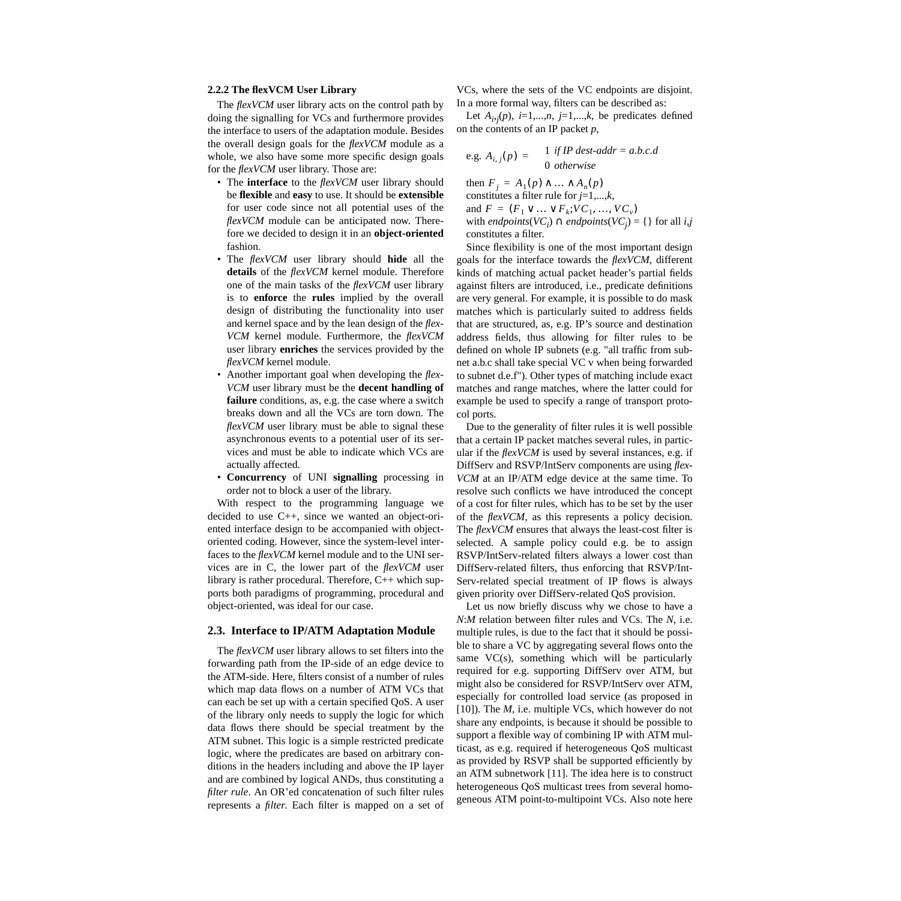### 2.2.2 The flexVCM User Library

The *flexVCM* user library acts on the control path by doing the signalling for VCs and furthermore provides the interface to users of the adaptation module. Besides the overall design goals for the *flexVCM* module as a whole, we also have some more specific design goals for the *flexVCM* user library. Those are:

- The **interface** to the *flexVCM* user library should be **flexible** and **easy** to use. It should be **extensible** for user code since not all potential uses of the *flexVCM* module can be anticipated now. Therefore we decided to design it in an **object-oriented** fashion.
- The *flexVCM* user library should **hide** all the **details** of the *flexVCM* kernel module. Therefore one of the main tasks of the *flexVCM* user library is to **enforce** the **rules** implied by the overall design of distributing the functionality into user and kernel space and by the lean design of the *flexVCM* kernel module. Furthermore, the *flexVCM* user library **enriches** the services provided by the *flexVCM* kernel module.
- Another important goal when developing the *flexVCM* user library must be the **decent handling of failure** conditions, as, e.g. the case where a switch breaks down and all the VCs are torn down. The *flexVCM* user library must be able to signal these asynchronous events to a potential user of its services and must be able to indicate which VCs are actually affected.
- **Concurrency** of UNI **signalling** processing in order not to block a user of the library.

With respect to the programming language we decided to use C++, since we wanted an object-oriented interface design to be accompanied with object-oriented coding. However, since the system-level interfaces to the *flexVCM* kernel module and to the UNI services are in C, the lower part of the *flexVCM* user library is rather procedural. Therefore, C++ which supports both paradigms of programming, procedural and object-oriented, was ideal for our case.

## 2.3. Interface to IP/ATM Adaptation Module

The *flexVCM* user library allows to set filters into the forwarding path from the IP-side of an edge device to the ATM-side. Here, filters consist of a number of rules which map data flows on a number of ATM VCs that can each be set up with a certain specified QoS. A user of the library only needs to supply the logic for which data flows there should be special treatment by the ATM subnet. This logic is a simple restricted predicate logic, where the predicates are based on arbitrary conditions in the headers including and above the IP layer and are combined by logical ANDs, thus constituting a *filter rule*. An OR'ed concatenation of such filter rules represents a *filter.* Each filter is mapped on a set of VCs, where the sets of the VC endpoints are disjoint. In a more formal way, filters can be described as:

Let $A_{i,j}(p)$, $i$=1,...,$n$, $j$=1,...,$k$, be predicates defined on the contents of an IP packet $p$,

$$\text{e.g. } A_{i,j}(p) = \begin{cases} 1 & \textit{if IP dest-addr = a.b.c.d} \\ 0 & \textit{otherwise} \end{cases}$$

then $F_j = A_1(p) \wedge \ldots \wedge A_n(p)$
constitutes a filter rule for $j$=1,...,$k$,
and $F = (F_1 \vee \ldots \vee F_k; VC_1, \ldots, VC_v)$
with $endpoints(VC_i) \cap endpoints(VC_j) = \{\}$ for all $i$,$j$
constitutes a filter.

Since flexibility is one of the most important design goals for the interface towards the *flexVCM*, different kinds of matching actual packet header's partial fields against filters are introduced, i.e., predicate definitions are very general. For example, it is possible to do mask matches which is particularly suited to address fields that are structured, as, e.g. IP's source and destination address fields, thus allowing for filter rules to be defined on whole IP subnets (e.g. "all traffic from subnet a.b.c shall take special VC v when being forwarded to subnet d.e.f"). Other types of matching include exact matches and range matches, where the latter could for example be used to specify a range of transport protocol ports.

Due to the generality of filter rules it is well possible that a certain IP packet matches several rules, in particular if the *flexVCM* is used by several instances, e.g. if DiffServ and RSVP/IntServ components are using *flexVCM* at an IP/ATM edge device at the same time. To resolve such conflicts we have introduced the concept of a cost for filter rules, which has to be set by the user of the *flexVCM*, as this represents a policy decision. The *flexVCM* ensures that always the least-cost filter is selected. A sample policy could e.g. be to assign RSVP/IntServ-related filters always a lower cost than DiffServ-related filters, thus enforcing that RSVP/IntServ-related special treatment of IP flows is always given priority over DiffServ-related QoS provision.

Let us now briefly discuss why we chose to have a *N*:*M* relation between filter rules and VCs. The *N*, i.e. multiple rules, is due to the fact that it should be possible to share a VC by aggregating several flows onto the same VC(s), something which will be particularly required for e.g. supporting DiffServ over ATM, but might also be considered for RSVP/IntServ over ATM, especially for controlled load service (as proposed in [10]). The *M*, i.e. multiple VCs, which however do not share any endpoints, is because it should be possible to support a flexible way of combining IP with ATM multicast, as e.g. required if heterogeneous QoS multicast as provided by RSVP shall be supported efficiently by an ATM subnetwork [11]. The idea here is to construct heterogeneous QoS multicast trees from several homogeneous ATM point-to-multipoint VCs. Also note here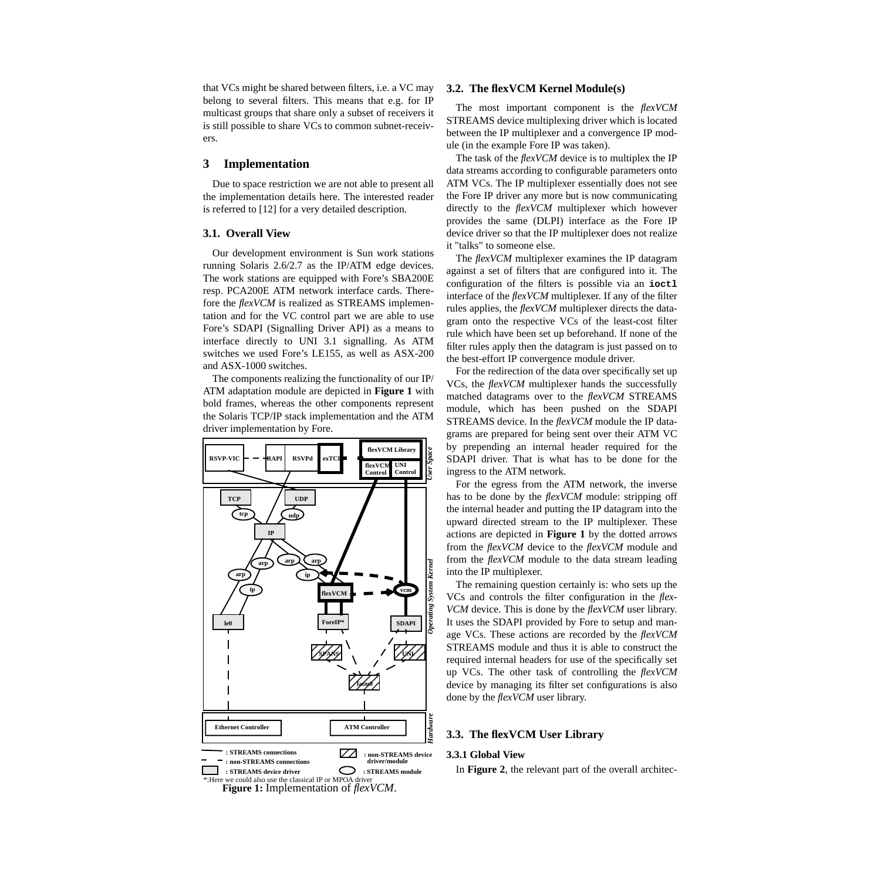that VCs might be shared between filters, i.e. a VC may belong to several filters. This means that e.g. for IP multicast groups that share only a subset of receivers it is still possible to share VCs to common subnet-receivers.

# 3 Implementation

Due to space restriction we are not able to present all the implementation details here. The interested reader is referred to [12] for a very detailed description.

## 3.1. Overall View

Our development environment is Sun work stations running Solaris 2.6/2.7 as the IP/ATM edge devices. The work stations are equipped with Fore's SBA200E resp. PCA200E ATM network interface cards. Therefore the *flexVCM* is realized as STREAMS implementation and for the VC control part we are able to use Fore's SDAPI (Signalling Driver API) as a means to interface directly to UNI 3.1 signalling. As ATM switches we used Fore's LE155, as well as ASX-200 and ASX-1000 switches.

The components realizing the functionality of our IP/ATM adaptation module are depicted in **Figure 1** with bold frames, whereas the other components represent the Solaris TCP/IP stack implementation and the ATM driver implementation by Fore.

*:Here we could also use the classical IP or MPOA driver

**Figure 1:** Implementation of *flexVCM*.

## 3.2. The flexVCM Kernel Module(s)

The most important component is the *flexVCM* STREAMS device multiplexing driver which is located between the IP multiplexer and a convergence IP module (in the example Fore IP was taken).

The task of the *flexVCM* device is to multiplex the IP data streams according to configurable parameters onto ATM VCs. The IP multiplexer essentially does not see the Fore IP driver any more but is now communicating directly to the *flexVCM* multiplexer which however provides the same (DLPI) interface as the Fore IP device driver so that the IP multiplexer does not realize it "talks" to someone else.

The *flexVCM* multiplexer examines the IP datagram against a set of filters that are configured into it. The configuration of the filters is possible via an **ioctl** interface of the *flexVCM* multiplexer. If any of the filter rules applies, the *flexVCM* multiplexer directs the datagram onto the respective VCs of the least-cost filter rule which have been set up beforehand. If none of the filter rules apply then the datagram is just passed on to the best-effort IP convergence module driver.

For the redirection of the data over specifically set up VCs, the *flexVCM* multiplexer hands the successfully matched datagrams over to the *flexVCM* STREAMS module, which has been pushed on the SDAPI STREAMS device. In the *flexVCM* module the IP datagrams are prepared for being sent over their ATM VC by prepending an internal header required for the SDAPI driver. That is what has to be done for the ingress to the ATM network.

For the egress from the ATM network, the inverse has to be done by the *flexVCM* module: stripping off the internal header and putting the IP datagram into the upward directed stream to the IP multiplexer. These actions are depicted in **Figure 1** by the dotted arrows from the *flexVCM* device to the *flexVCM* module and from the *flexVCM* module to the data stream leading into the IP multiplexer.

The remaining question certainly is: who sets up the VCs and controls the filter configuration in the *flexVCM* device. This is done by the *flexVCM* user library. It uses the SDAPI provided by Fore to setup and manage VCs. These actions are recorded by the *flexVCM* STREAMS module and thus it is able to construct the required internal headers for use of the specifically set up VCs. The other task of controlling the *flexVCM* device by managing its filter set configurations is also done by the *flexVCM* user library.

## 3.3. The flexVCM User Library

### 3.3.1 Global View

In **Figure 2**, the relevant part of the overall architec-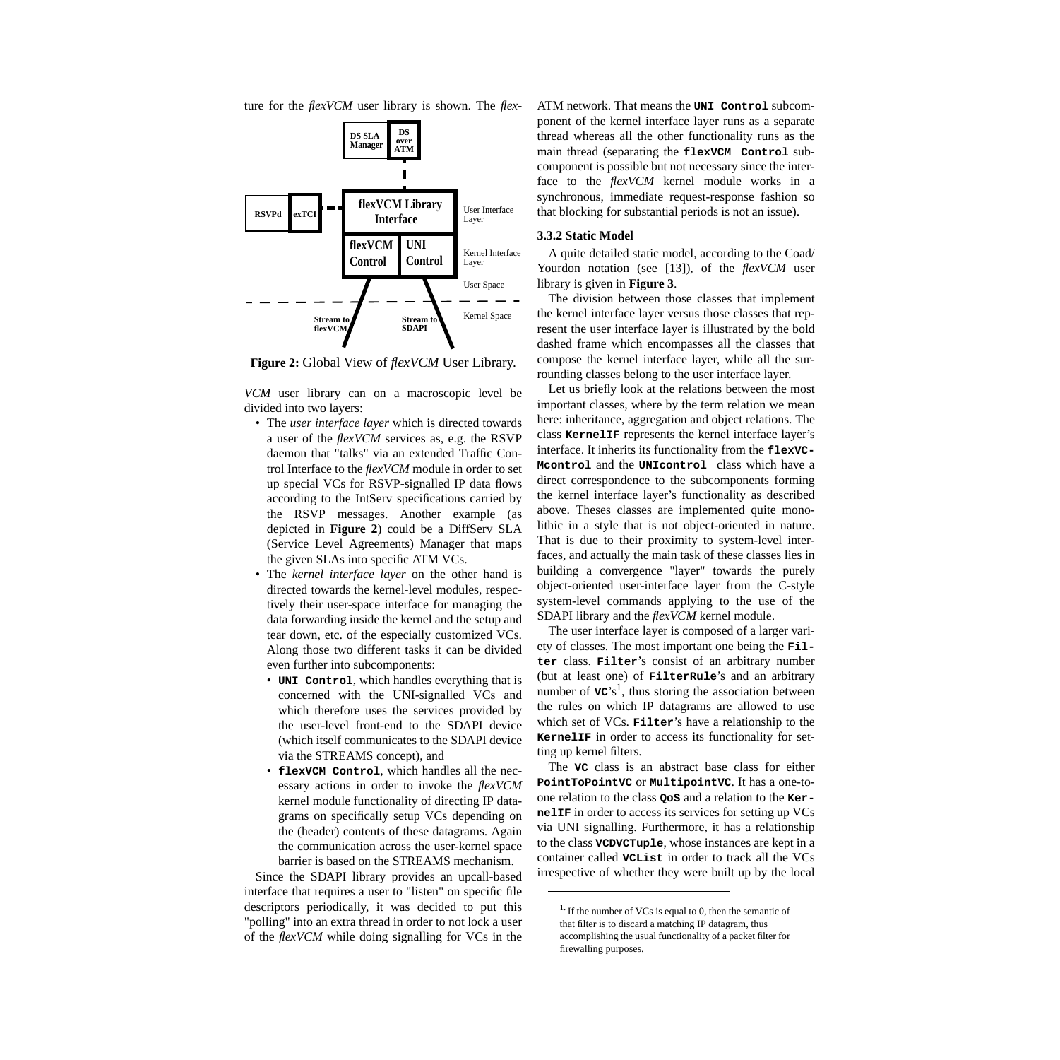ture for the *flexVCM* user library is shown. The *flexVCM* user library can on a macroscopic level be divided into two layers:

DS SLA Manager
DS over ATM
RSVPd
exTCI
flexVCM Library Interface
flexVCM Control
UNI Control
User Interface Layer
Kernel Interface Layer
User Space
Kernel Space
Stream to flexVCM
Stream to SDAPI

**Figure 2:** Global View of *flexVCM* User Library.

- The *user interface layer* which is directed towards a user of the *flexVCM* services as, e.g. the RSVP daemon that "talks" via an extended Traffic Control Interface to the *flexVCM* module in order to set up special VCs for RSVP-signalled IP data flows according to the IntServ specifications carried by the RSVP messages. Another example (as depicted in **Figure 2**) could be a DiffServ SLA (Service Level Agreements) Manager that maps the given SLAs into specific ATM VCs.
- The *kernel interface layer* on the other hand is directed towards the kernel-level modules, respectively their user-space interface for managing the data forwarding inside the kernel and the setup and tear down, etc. of the especially customized VCs. Along those two different tasks it can be divided even further into subcomponents:
  - **`UNI Control`**, which handles everything that is concerned with the UNI-signalled VCs and which therefore uses the services provided by the user-level front-end to the SDAPI device (which itself communicates to the SDAPI device via the STREAMS concept), and
  - **`flexVCM Control`**, which handles all the necessary actions in order to invoke the *flexVCM* kernel module functionality of directing IP datagrams on specifically setup VCs depending on the (header) contents of these datagrams. Again the communication across the user-kernel space barrier is based on the STREAMS mechanism.

Since the SDAPI library provides an upcall-based interface that requires a user to "listen" on specific file descriptors periodically, it was decided to put this "polling" into an extra thread in order to not lock a user of the *flexVCM* while doing signalling for VCs in the ATM network. That means the **`UNI Control`** subcomponent of the kernel interface layer runs as a separate thread whereas all the other functionality runs as the main thread (separating the **`flexVCM Control`** subcomponent is possible but not necessary since the interface to the *flexVCM* kernel module works in a synchronous, immediate request-response fashion so that blocking for substantial periods is not an issue).

### 3.3.2 Static Model

A quite detailed static model, according to the Coad/Yourdon notation (see [13]), of the *flexVCM* user library is given in **Figure 3**.

The division between those classes that implement the kernel interface layer versus those classes that represent the user interface layer is illustrated by the bold dashed frame which encompasses all the classes that compose the kernel interface layer, while all the surrounding classes belong to the user interface layer.

Let us briefly look at the relations between the most important classes, where by the term relation we mean here: inheritance, aggregation and object relations. The class **`KernelIF`** represents the kernel interface layer's interface. It inherits its functionality from the **`flexVCMcontrol`** and the **`UNIcontrol`** class which have a direct correspondence to the subcomponents forming the kernel interface layer's functionality as described above. Theses classes are implemented quite monolithic in a style that is not object-oriented in nature. That is due to their proximity to system-level interfaces, and actually the main task of these classes lies in building a convergence "layer" towards the purely object-oriented user-interface layer from the C-style system-level commands applying to the use of the SDAPI library and the *flexVCM* kernel module.

The user interface layer is composed of a larger variety of classes. The most important one being the **`Filter`** class. **`Filter`**'s consist of an arbitrary number (but at least one) of **`FilterRule`**'s and an arbitrary number of **`VC`**'s[1], thus storing the association between the rules on which IP datagrams are allowed to use which set of VCs. **`Filter`**'s have a relationship to the **`KernelIF`** in order to access its functionality for setting up kernel filters.

The **`VC`** class is an abstract base class for either **`PointToPointVC`** or **`MultipointVC`**. It has a one-to-one relation to the class **`QoS`** and a relation to the **`KernelIF`** in order to access its services for setting up VCs via UNI signalling. Furthermore, it has a relationship to the class **`VCDVCTuple`**, whose instances are kept in a container called **`VCList`** in order to track all the VCs irrespective of whether they were built up by the local

[1] If the number of VCs is equal to 0, then the semantic of that filter is to discard a matching IP datagram, thus accomplishing the usual functionality of a packet filter for firewalling purposes.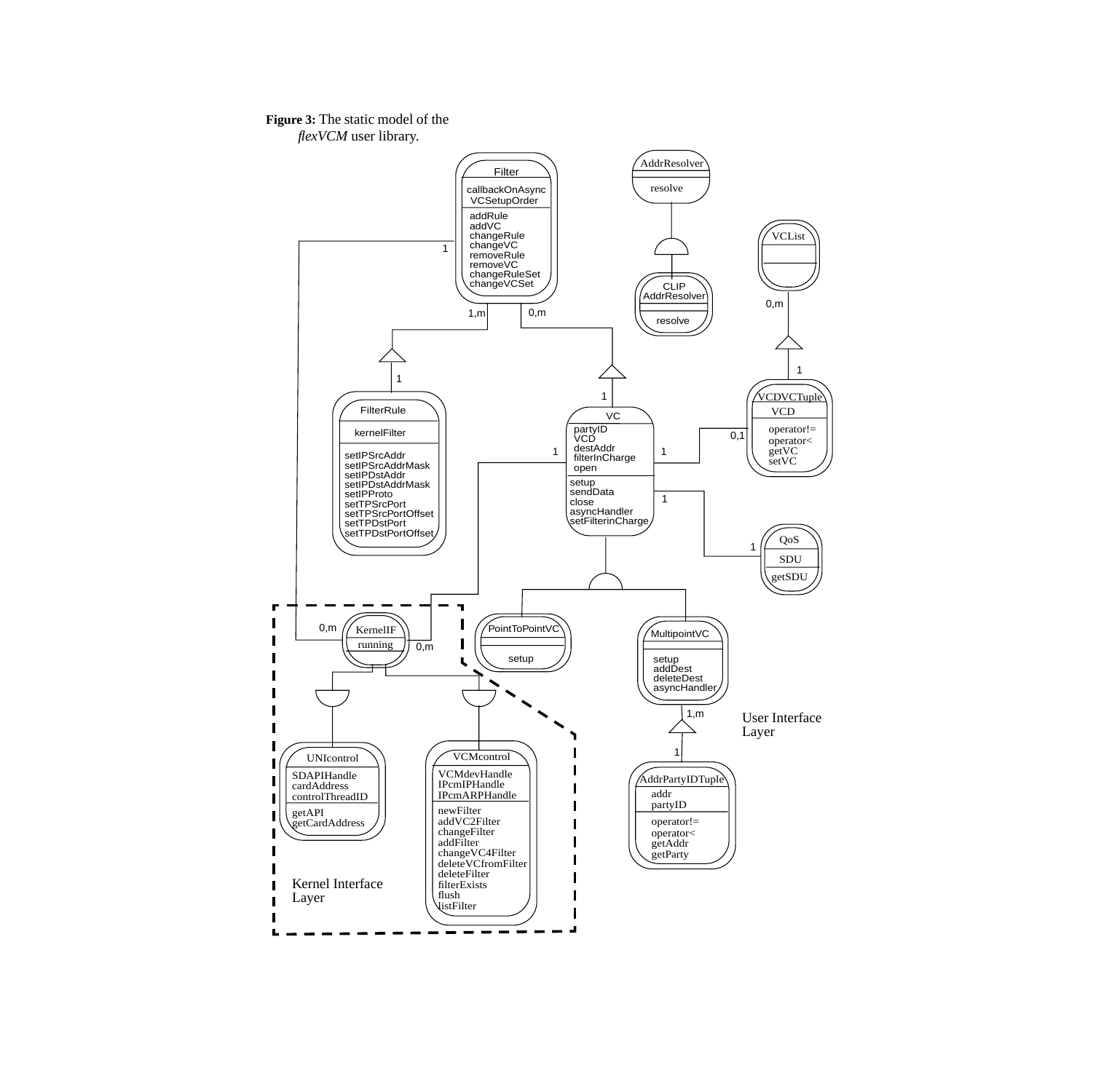**Figure 3:** The static model of the *flexVCM* user library.

Filter
callbackOnAsync VCSetupOrder
addRule
addVC
changeRule
changeVC
removeRule
removeVC
changeRuleSet
changeVCSet

AddrResolver
resolve

CLIP AddrResolver
resolve

VCList

VCDVCTuple
VCD
operator!=
operator<
getVC
setVC

FilterRule
kernelFilter
setIPSrcAddr
setIPSrcAddrMask
setIPDstAddr
setIPDstAddrMask
setIPProto
setTPSrcPort
setTPSrcPortOffset
setTPDstPort
setTPDstPortOffset

VC
partyID
VCD
destAddr
filterInCharge
open
setup
sendData
close
asyncHandler
setFilterinCharge

QoS
SDU
getSDU

KernelIF
running

PointToPointVC
setup

MultipointVC
setup
addDest
deleteDest
asyncHandler

User Interface Layer

UNIcontrol
SDAPIHandle
cardAddress
controlThreadID
getAPI
getCardAddress

VCMcontrol
VCMdevHandle
IPcmIPHandle
IPcmARPHandle
newFilter
addVC2Filter
changeFilter
addFilter
changeVC4Filter
deleteVCfromFilter
deleteFilter
filterExists
flush
listFilter

AddrPartyIDTuple
addr
partyID
operator!=
operator<
getAddr
getParty

Kernel Interface Layer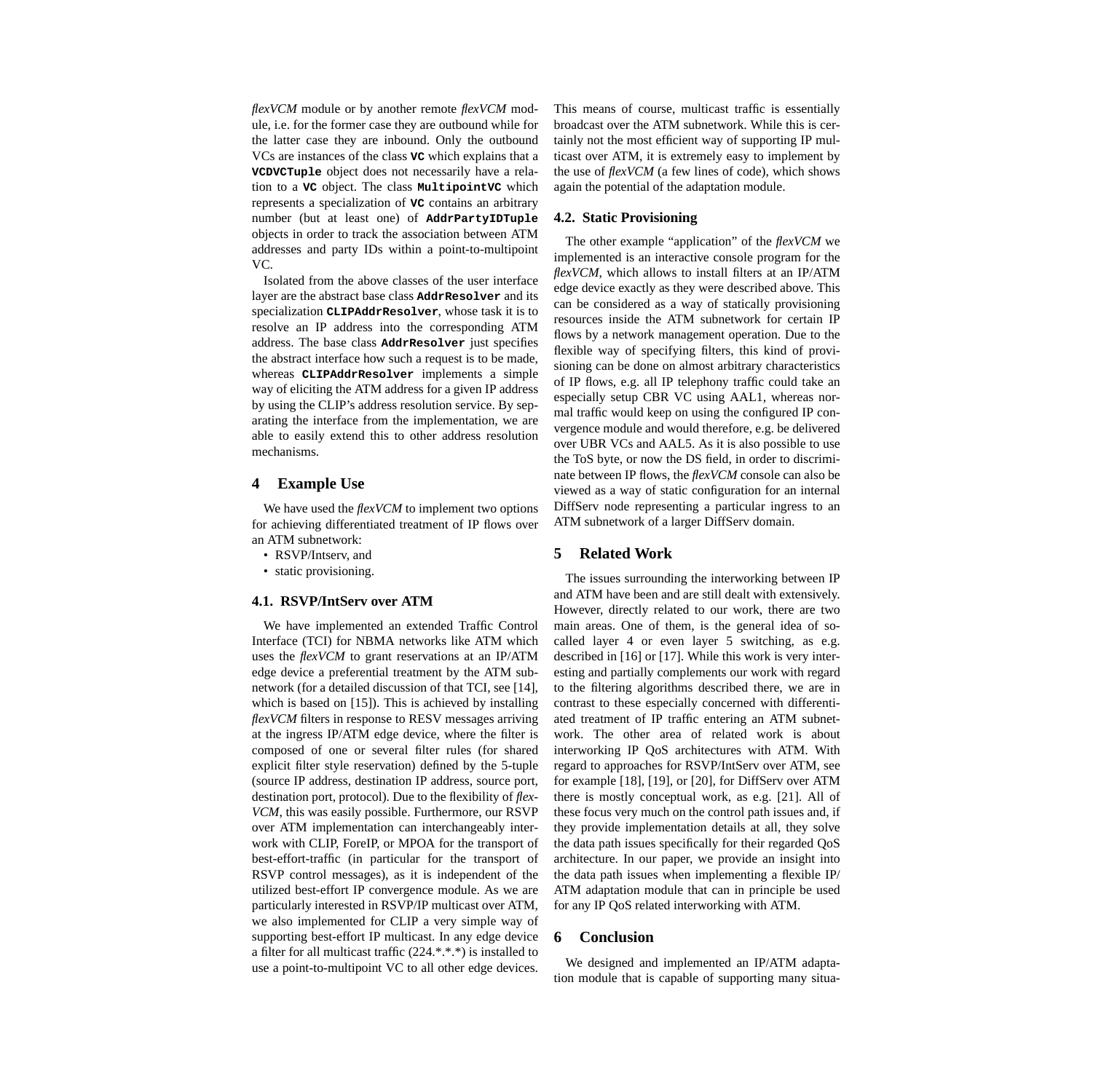*flexVCM* module or by another remote *flexVCM* module, i.e. for the former case they are outbound while for the latter case they are inbound. Only the outbound VCs are instances of the class **VC** which explains that a **VCDVCTuple** object does not necessarily have a relation to a **VC** object. The class **MultipointVC** which represents a specialization of **VC** contains an arbitrary number (but at least one) of **AddrPartyIDTuple** objects in order to track the association between ATM addresses and party IDs within a point-to-multipoint VC.

Isolated from the above classes of the user interface layer are the abstract base class **AddrResolver** and its specialization **CLIPAddrResolver**, whose task it is to resolve an IP address into the corresponding ATM address. The base class **AddrResolver** just specifies the abstract interface how such a request is to be made, whereas **CLIPAddrResolver** implements a simple way of eliciting the ATM address for a given IP address by using the CLIP's address resolution service. By separating the interface from the implementation, we are able to easily extend this to other address resolution mechanisms.

# 4 Example Use

We have used the *flexVCM* to implement two options for achieving differentiated treatment of IP flows over an ATM subnetwork:

- RSVP/Intserv, and
- static provisioning.

## 4.1. RSVP/IntServ over ATM

We have implemented an extended Traffic Control Interface (TCI) for NBMA networks like ATM which uses the *flexVCM* to grant reservations at an IP/ATM edge device a preferential treatment by the ATM subnetwork (for a detailed discussion of that TCI, see [14], which is based on [15]). This is achieved by installing *flexVCM* filters in response to RESV messages arriving at the ingress IP/ATM edge device, where the filter is composed of one or several filter rules (for shared explicit filter style reservation) defined by the 5-tuple (source IP address, destination IP address, source port, destination port, protocol). Due to the flexibility of *flexVCM*, this was easily possible. Furthermore, our RSVP over ATM implementation can interchangeably interwork with CLIP, ForeIP, or MPOA for the transport of best-effort-traffic (in particular for the transport of RSVP control messages), as it is independent of the utilized best-effort IP convergence module. As we are particularly interested in RSVP/IP multicast over ATM, we also implemented for CLIP a very simple way of supporting best-effort IP multicast. In any edge device a filter for all multicast traffic (224.*.*.*) is installed to use a point-to-multipoint VC to all other edge devices. This means of course, multicast traffic is essentially broadcast over the ATM subnetwork. While this is certainly not the most efficient way of supporting IP multicast over ATM, it is extremely easy to implement by the use of *flexVCM* (a few lines of code), which shows again the potential of the adaptation module.

## 4.2. Static Provisioning

The other example "application" of the *flexVCM* we implemented is an interactive console program for the *flexVCM*, which allows to install filters at an IP/ATM edge device exactly as they were described above. This can be considered as a way of statically provisioning resources inside the ATM subnetwork for certain IP flows by a network management operation. Due to the flexible way of specifying filters, this kind of provisioning can be done on almost arbitrary characteristics of IP flows, e.g. all IP telephony traffic could take an especially setup CBR VC using AAL1, whereas normal traffic would keep on using the configured IP convergence module and would therefore, e.g. be delivered over UBR VCs and AAL5. As it is also possible to use the ToS byte, or now the DS field, in order to discriminate between IP flows, the *flexVCM* console can also be viewed as a way of static configuration for an internal DiffServ node representing a particular ingress to an ATM subnetwork of a larger DiffServ domain.

# 5 Related Work

The issues surrounding the interworking between IP and ATM have been and are still dealt with extensively. However, directly related to our work, there are two main areas. One of them, is the general idea of so-called layer 4 or even layer 5 switching, as e.g. described in [16] or [17]. While this work is very interesting and partially complements our work with regard to the filtering algorithms described there, we are in contrast to these especially concerned with differentiated treatment of IP traffic entering an ATM subnetwork. The other area of related work is about interworking IP QoS architectures with ATM. With regard to approaches for RSVP/IntServ over ATM, see for example [18], [19], or [20], for DiffServ over ATM there is mostly conceptual work, as e.g. [21]. All of these focus very much on the control path issues and, if they provide implementation details at all, they solve the data path issues specifically for their regarded QoS architecture. In our paper, we provide an insight into the data path issues when implementing a flexible IP/ATM adaptation module that can in principle be used for any IP QoS related interworking with ATM.

# 6 Conclusion

We designed and implemented an IP/ATM adaptation module that is capable of supporting many situa-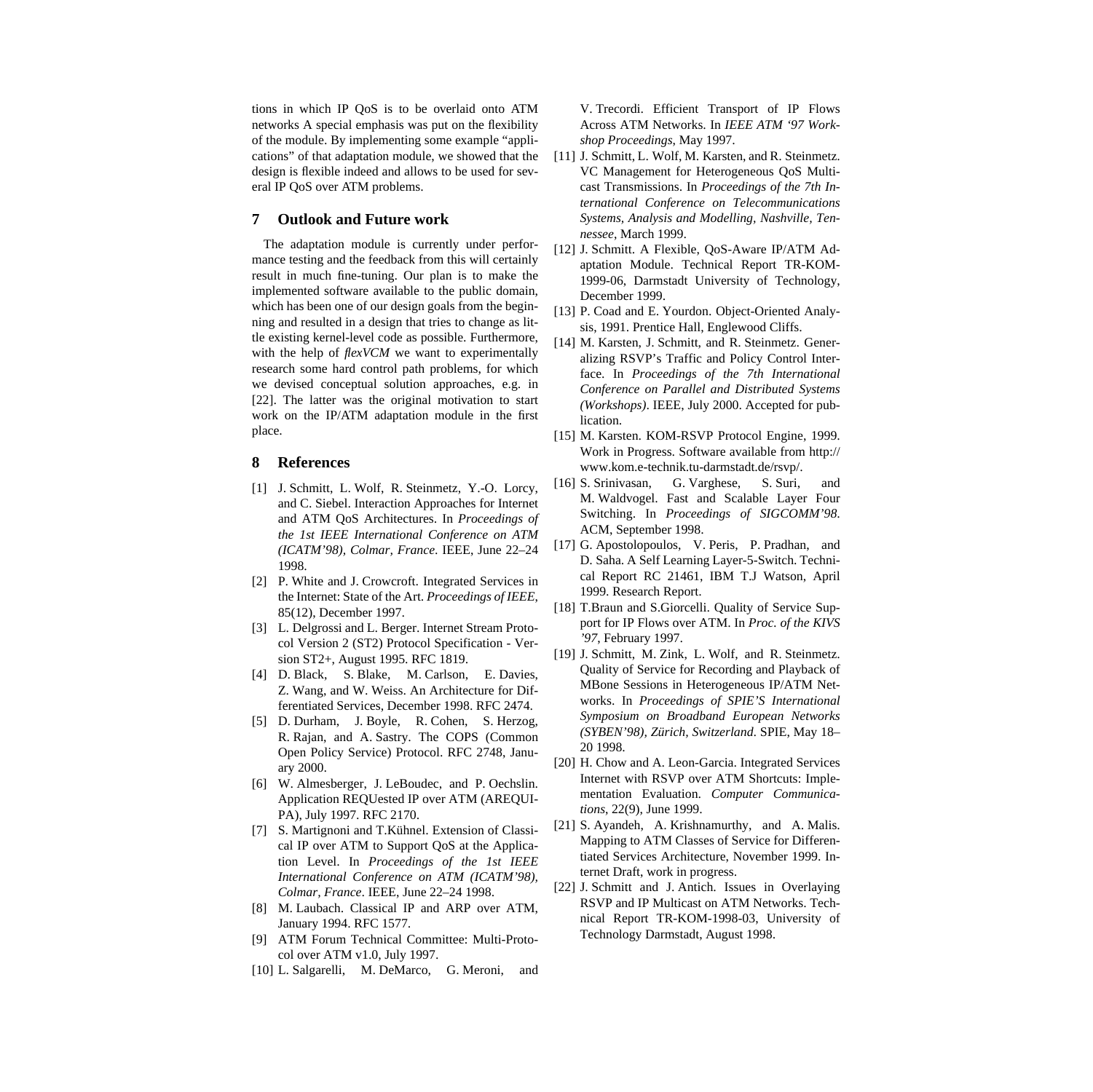tions in which IP QoS is to be overlaid onto ATM networks A special emphasis was put on the flexibility of the module. By implementing some example "applications" of that adaptation module, we showed that the design is flexible indeed and allows to be used for several IP QoS over ATM problems.

## 7 Outlook and Future work

The adaptation module is currently under performance testing and the feedback from this will certainly result in much fine-tuning. Our plan is to make the implemented software available to the public domain, which has been one of our design goals from the beginning and resulted in a design that tries to change as little existing kernel-level code as possible. Furthermore, with the help of *flexVCM* we want to experimentally research some hard control path problems, for which we devised conceptual solution approaches, e.g. in [22]. The latter was the original motivation to start work on the IP/ATM adaptation module in the first place.

## 8 References

[1] J. Schmitt, L. Wolf, R. Steinmetz, Y.-O. Lorcy, and C. Siebel. Interaction Approaches for Internet and ATM QoS Architectures. In *Proceedings of the 1st IEEE International Conference on ATM (ICATM'98), Colmar, France*. IEEE, June 22–24 1998.

[2] P. White and J. Crowcroft. Integrated Services in the Internet: State of the Art. *Proceedings of IEEE*, 85(12), December 1997.

[3] L. Delgrossi and L. Berger. Internet Stream Protocol Version 2 (ST2) Protocol Specification - Version ST2+, August 1995. RFC 1819.

[4] D. Black, S. Blake, M. Carlson, E. Davies, Z. Wang, and W. Weiss. An Architecture for Differentiated Services, December 1998. RFC 2474.

[5] D. Durham, J. Boyle, R. Cohen, S. Herzog, R. Rajan, and A. Sastry. The COPS (Common Open Policy Service) Protocol. RFC 2748, January 2000.

[6] W. Almesberger, J. LeBoudec, and P. Oechslin. Application REQUested IP over ATM (AREQUIPA), July 1997. RFC 2170.

[7] S. Martignoni and T.Kühnel. Extension of Classical IP over ATM to Support QoS at the Application Level. In *Proceedings of the 1st IEEE International Conference on ATM (ICATM'98), Colmar, France*. IEEE, June 22–24 1998.

[8] M. Laubach. Classical IP and ARP over ATM, January 1994. RFC 1577.

[9] ATM Forum Technical Committee: Multi-Protocol over ATM v1.0, July 1997.

[10] L. Salgarelli, M. DeMarco, G. Meroni, and V. Trecordi. Efficient Transport of IP Flows Across ATM Networks. In *IEEE ATM '97 Workshop Proceedings*, May 1997.

[11] J. Schmitt, L. Wolf, M. Karsten, and R. Steinmetz. VC Management for Heterogeneous QoS Multicast Transmissions. In *Proceedings of the 7th International Conference on Telecommunications Systems, Analysis and Modelling, Nashville, Tennessee*, March 1999.

[12] J. Schmitt. A Flexible, QoS-Aware IP/ATM Adaptation Module. Technical Report TR-KOM-1999-06, Darmstadt University of Technology, December 1999.

[13] P. Coad and E. Yourdon. Object-Oriented Analysis, 1991. Prentice Hall, Englewood Cliffs.

[14] M. Karsten, J. Schmitt, and R. Steinmetz. Generalizing RSVP's Traffic and Policy Control Interface. In *Proceedings of the 7th International Conference on Parallel and Distributed Systems (Workshops)*. IEEE, July 2000. Accepted for publication.

[15] M. Karsten. KOM-RSVP Protocol Engine, 1999. Work in Progress. Software available from http://www.kom.e-technik.tu-darmstadt.de/rsvp/.

[16] S. Srinivasan, G. Varghese, S. Suri, and M. Waldvogel. Fast and Scalable Layer Four Switching. In *Proceedings of SIGCOMM'98*. ACM, September 1998.

[17] G. Apostolopoulos, V. Peris, P. Pradhan, and D. Saha. A Self Learning Layer-5-Switch. Technical Report RC 21461, IBM T.J Watson, April 1999. Research Report.

[18] T.Braun and S.Giorcelli. Quality of Service Support for IP Flows over ATM. In *Proc. of the KIVS '97*, February 1997.

[19] J. Schmitt, M. Zink, L. Wolf, and R. Steinmetz. Quality of Service for Recording and Playback of MBone Sessions in Heterogeneous IP/ATM Networks. In *Proceedings of SPIE'S International Symposium on Broadband European Networks (SYBEN'98), Zürich, Switzerland*. SPIE, May 18–20 1998.

[20] H. Chow and A. Leon-Garcia. Integrated Services Internet with RSVP over ATM Shortcuts: Implementation Evaluation. *Computer Communications*, 22(9), June 1999.

[21] S. Ayandeh, A. Krishnamurthy, and A. Malis. Mapping to ATM Classes of Service for Differentiated Services Architecture, November 1999. Internet Draft, work in progress.

[22] J. Schmitt and J. Antich. Issues in Overlaying RSVP and IP Multicast on ATM Networks. Technical Report TR-KOM-1998-03, University of Technology Darmstadt, August 1998.